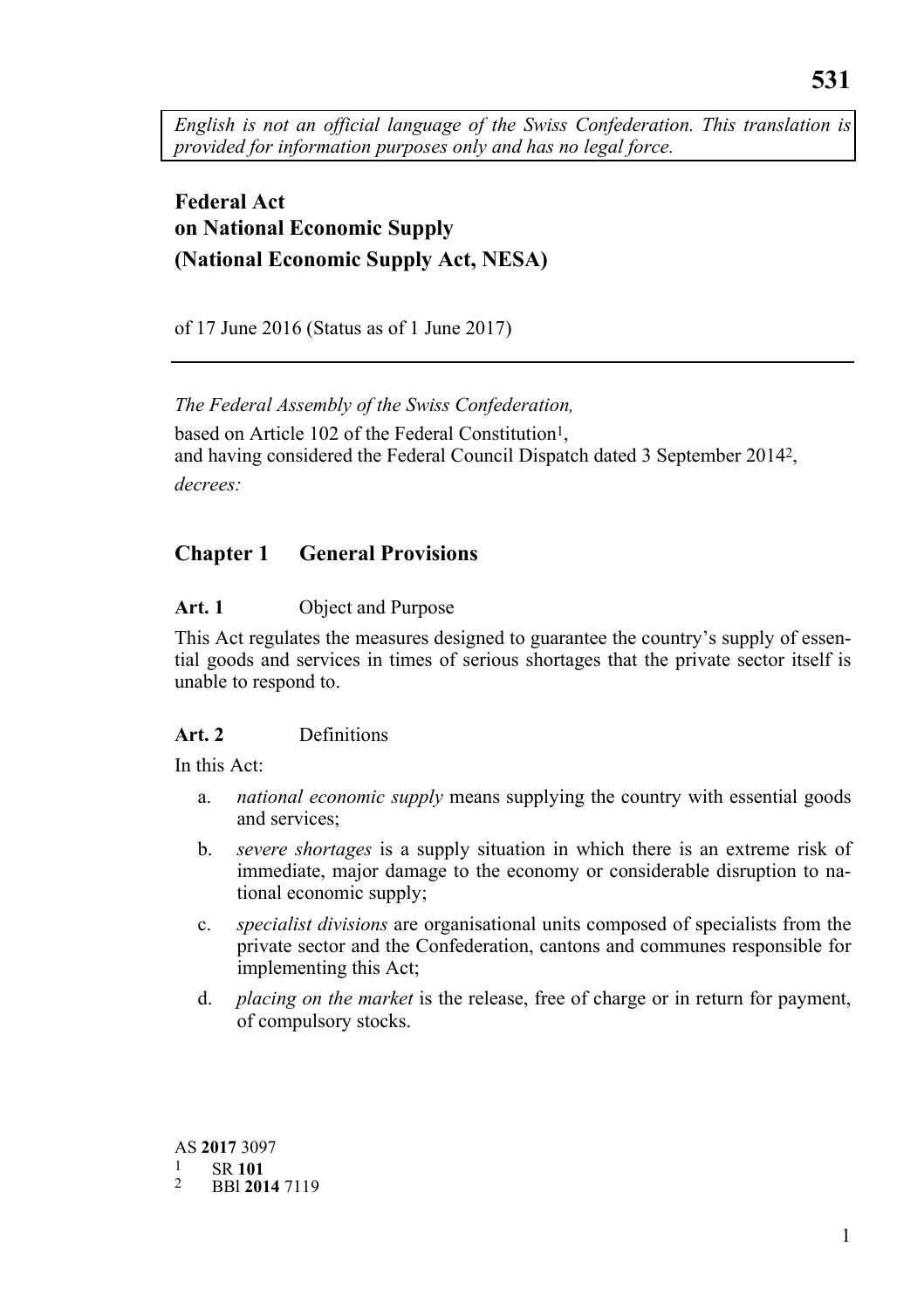531

*English is not an official language of the Swiss Confederation. This translation is provided for information purposes only and has no legal force.*

# Federal Act on National Economic Supply (National Economic Supply Act, NESA)

of 17 June 2016 (Status as of 1 June 2017)

*The Federal Assembly of the Swiss Confederation,*

based on Article 102 of the Federal Constitution[1],
and having considered the Federal Council Dispatch dated 3 September 2014[2],

*decrees:*

## Chapter 1 General Provisions

### Art. 1 Object and Purpose

This Act regulates the measures designed to guarantee the country's supply of essential goods and services in times of serious shortages that the private sector itself is unable to respond to.

### Art. 2 Definitions

In this Act:

a. *national economic supply* means supplying the country with essential goods and services;

b. *severe shortages* is a supply situation in which there is an extreme risk of immediate, major damage to the economy or considerable disruption to national economic supply;

c. *specialist divisions* are organisational units composed of specialists from the private sector and the Confederation, cantons and communes responsible for implementing this Act;

d. *placing on the market* is the release, free of charge or in return for payment, of compulsory stocks.

AS **2017** 3097

[1] SR **101**

[2] BBl **2014** 7119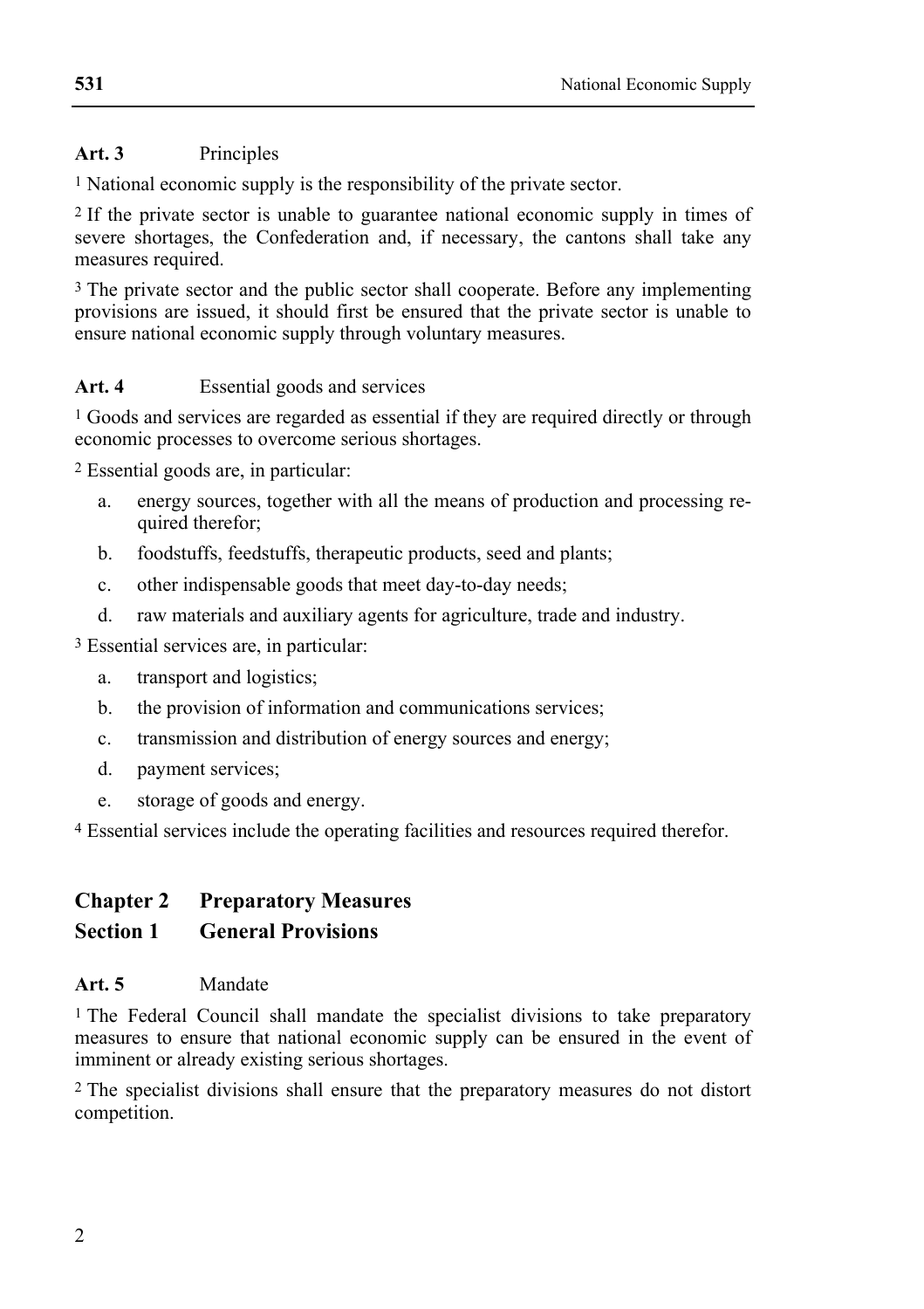**Art. 3** Principles

[1] National economic supply is the responsibility of the private sector.

[2] If the private sector is unable to guarantee national economic supply in times of severe shortages, the Confederation and, if necessary, the cantons shall take any measures required.

[3] The private sector and the public sector shall cooperate. Before any implementing provisions are issued, it should first be ensured that the private sector is unable to ensure national economic supply through voluntary measures.

**Art. 4** Essential goods and services

[1] Goods and services are regarded as essential if they are required directly or through economic processes to overcome serious shortages.

[2] Essential goods are, in particular:

a. energy sources, together with all the means of production and processing required therefor;
b. foodstuffs, feedstuffs, therapeutic products, seed and plants;
c. other indispensable goods that meet day-to-day needs;
d. raw materials and auxiliary agents for agriculture, trade and industry.

[3] Essential services are, in particular:

a. transport and logistics;
b. the provision of information and communications services;
c. transmission and distribution of energy sources and energy;
d. payment services;
e. storage of goods and energy.

[4] Essential services include the operating facilities and resources required therefor.

## Chapter 2 Preparatory Measures

### Section 1 General Provisions

**Art. 5** Mandate

[1] The Federal Council shall mandate the specialist divisions to take preparatory measures to ensure that national economic supply can be ensured in the event of imminent or already existing serious shortages.

[2] The specialist divisions shall ensure that the preparatory measures do not distort competition.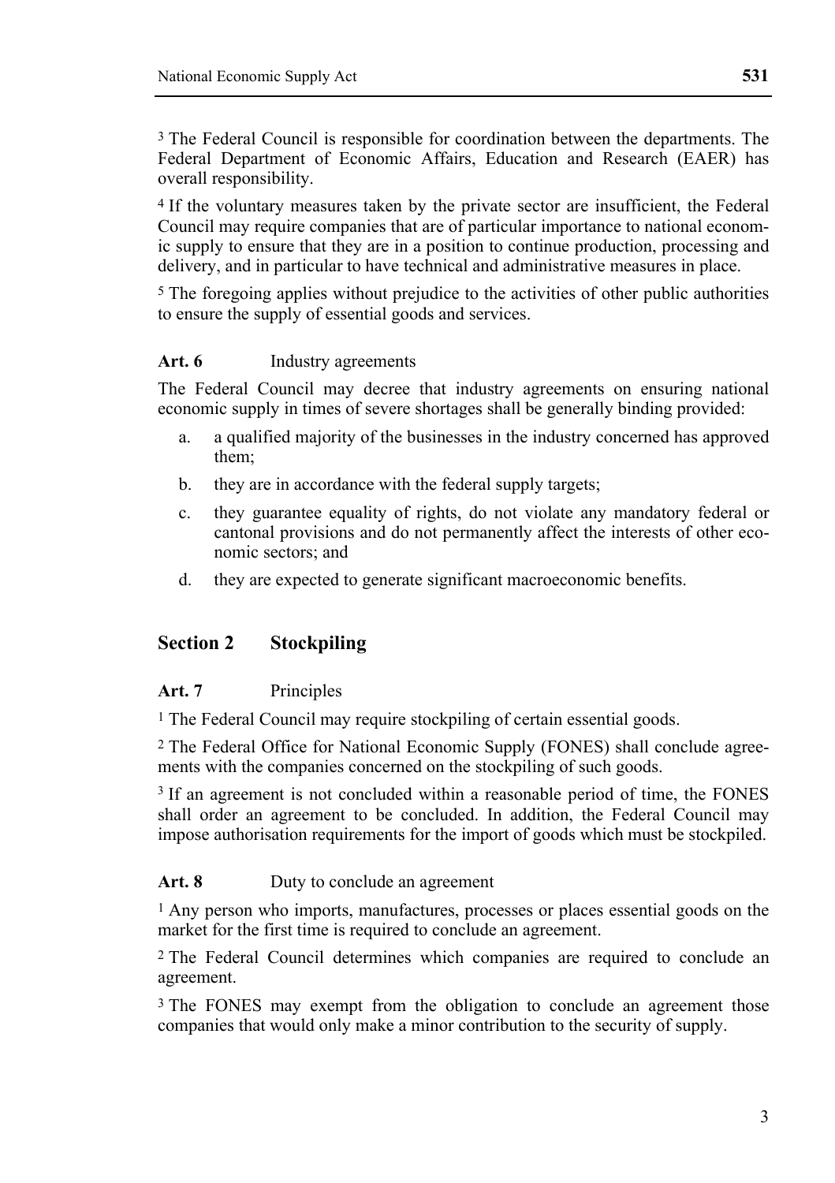[3] The Federal Council is responsible for coordination between the departments. The Federal Department of Economic Affairs, Education and Research (EAER) has overall responsibility.

[4] If the voluntary measures taken by the private sector are insufficient, the Federal Council may require companies that are of particular importance to national economic supply to ensure that they are in a position to continue production, processing and delivery, and in particular to have technical and administrative measures in place.

[5] The foregoing applies without prejudice to the activities of other public authorities to ensure the supply of essential goods and services.

**Art. 6** Industry agreements

The Federal Council may decree that industry agreements on ensuring national economic supply in times of severe shortages shall be generally binding provided:

a. a qualified majority of the businesses in the industry concerned has approved them;

b. they are in accordance with the federal supply targets;

c. they guarantee equality of rights, do not violate any mandatory federal or cantonal provisions and do not permanently affect the interests of other economic sectors; and

d. they are expected to generate significant macroeconomic benefits.

## Section 2 Stockpiling

**Art. 7** Principles

[1] The Federal Council may require stockpiling of certain essential goods.

[2] The Federal Office for National Economic Supply (FONES) shall conclude agreements with the companies concerned on the stockpiling of such goods.

[3] If an agreement is not concluded within a reasonable period of time, the FONES shall order an agreement to be concluded. In addition, the Federal Council may impose authorisation requirements for the import of goods which must be stockpiled.

**Art. 8** Duty to conclude an agreement

[1] Any person who imports, manufactures, processes or places essential goods on the market for the first time is required to conclude an agreement.

[2] The Federal Council determines which companies are required to conclude an agreement.

[3] The FONES may exempt from the obligation to conclude an agreement those companies that would only make a minor contribution to the security of supply.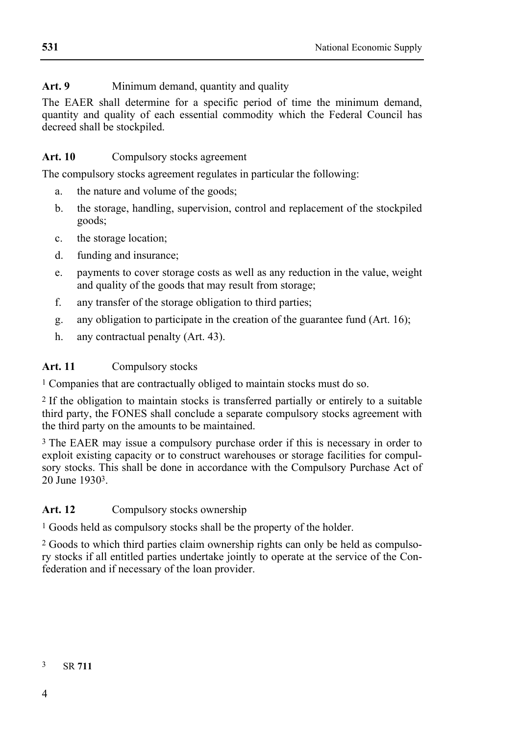**Art. 9** Minimum demand, quantity and quality

The EAER shall determine for a specific period of time the minimum demand, quantity and quality of each essential commodity which the Federal Council has decreed shall be stockpiled.

**Art. 10** Compulsory stocks agreement

The compulsory stocks agreement regulates in particular the following:

a. the nature and volume of the goods;
b. the storage, handling, supervision, control and replacement of the stockpiled goods;
c. the storage location;
d. funding and insurance;
e. payments to cover storage costs as well as any reduction in the value, weight and quality of the goods that may result from storage;
f. any transfer of the storage obligation to third parties;
g. any obligation to participate in the creation of the guarantee fund (Art. 16);
h. any contractual penalty (Art. 43).

**Art. 11** Compulsory stocks

[1] Companies that are contractually obliged to maintain stocks must do so.

[2] If the obligation to maintain stocks is transferred partially or entirely to a suitable third party, the FONES shall conclude a separate compulsory stocks agreement with the third party on the amounts to be maintained.

[3] The EAER may issue a compulsory purchase order if this is necessary in order to exploit existing capacity or to construct warehouses or storage facilities for compulsory stocks. This shall be done in accordance with the Compulsory Purchase Act of 20 June 1930[3].

**Art. 12** Compulsory stocks ownership

[1] Goods held as compulsory stocks shall be the property of the holder.

[2] Goods to which third parties claim ownership rights can only be held as compulsory stocks if all entitled parties undertake jointly to operate at the service of the Confederation and if necessary of the loan provider.

3 SR **711**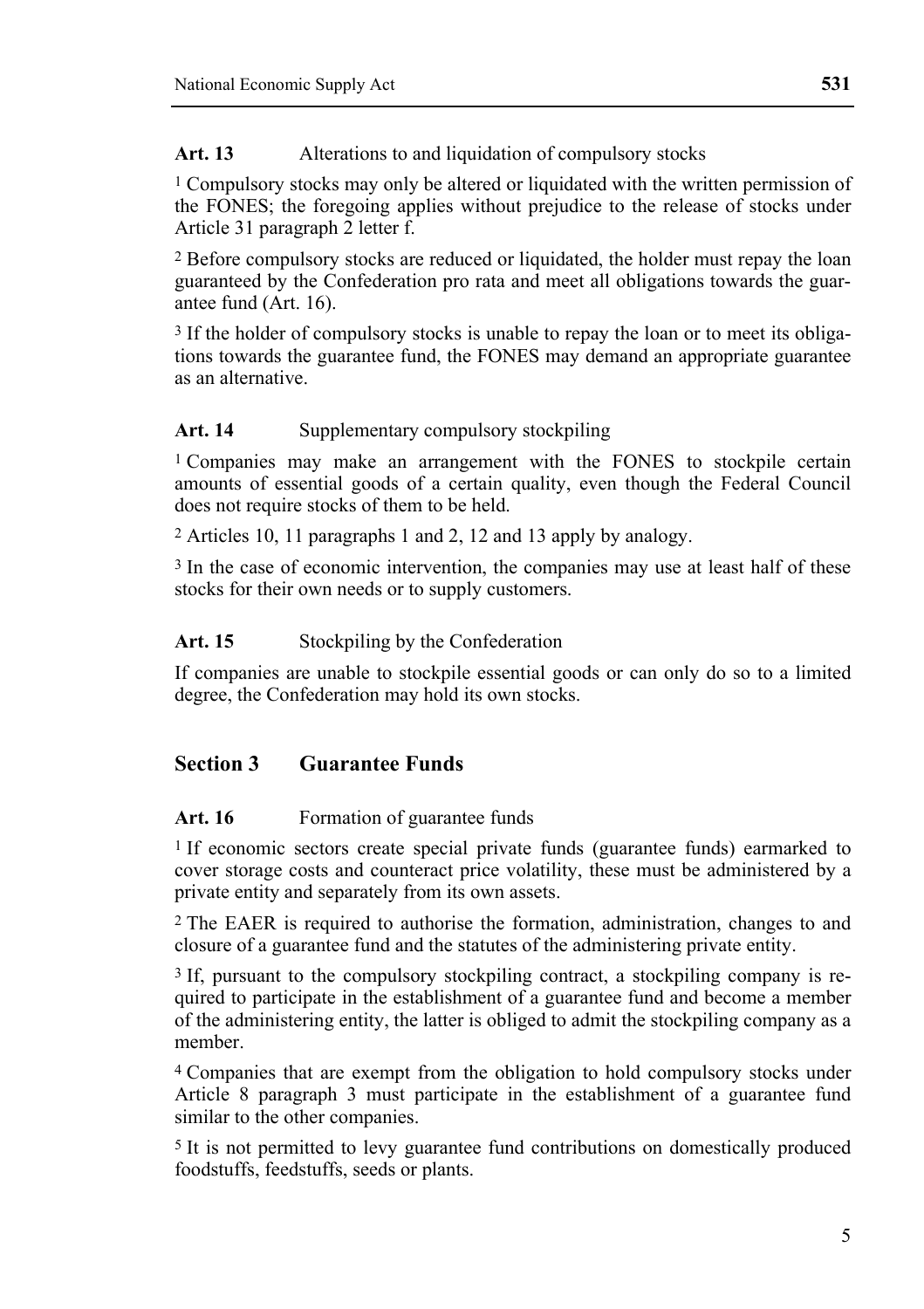**Art. 13** Alterations to and liquidation of compulsory stocks

[1] Compulsory stocks may only be altered or liquidated with the written permission of the FONES; the foregoing applies without prejudice to the release of stocks under Article 31 paragraph 2 letter f.

[2] Before compulsory stocks are reduced or liquidated, the holder must repay the loan guaranteed by the Confederation pro rata and meet all obligations towards the guarantee fund (Art. 16).

[3] If the holder of compulsory stocks is unable to repay the loan or to meet its obligations towards the guarantee fund, the FONES may demand an appropriate guarantee as an alternative.

**Art. 14** Supplementary compulsory stockpiling

[1] Companies may make an arrangement with the FONES to stockpile certain amounts of essential goods of a certain quality, even though the Federal Council does not require stocks of them to be held.

[2] Articles 10, 11 paragraphs 1 and 2, 12 and 13 apply by analogy.

[3] In the case of economic intervention, the companies may use at least half of these stocks for their own needs or to supply customers.

**Art. 15** Stockpiling by the Confederation

If companies are unable to stockpile essential goods or can only do so to a limited degree, the Confederation may hold its own stocks.

## Section 3 Guarantee Funds

**Art. 16** Formation of guarantee funds

[1] If economic sectors create special private funds (guarantee funds) earmarked to cover storage costs and counteract price volatility, these must be administered by a private entity and separately from its own assets.

[2] The EAER is required to authorise the formation, administration, changes to and closure of a guarantee fund and the statutes of the administering private entity.

[3] If, pursuant to the compulsory stockpiling contract, a stockpiling company is required to participate in the establishment of a guarantee fund and become a member of the administering entity, the latter is obliged to admit the stockpiling company as a member.

[4] Companies that are exempt from the obligation to hold compulsory stocks under Article 8 paragraph 3 must participate in the establishment of a guarantee fund similar to the other companies.

[5] It is not permitted to levy guarantee fund contributions on domestically produced foodstuffs, feedstuffs, seeds or plants.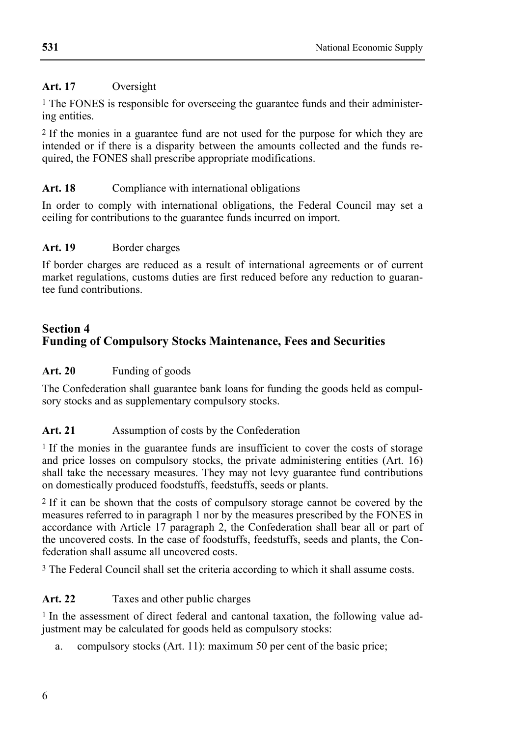**Art. 17** Oversight

[1] The FONES is responsible for overseeing the guarantee funds and their administering entities.

[2] If the monies in a guarantee fund are not used for the purpose for which they are intended or if there is a disparity between the amounts collected and the funds required, the FONES shall prescribe appropriate modifications.

**Art. 18** Compliance with international obligations

In order to comply with international obligations, the Federal Council may set a ceiling for contributions to the guarantee funds incurred on import.

**Art. 19** Border charges

If border charges are reduced as a result of international agreements or of current market regulations, customs duties are first reduced before any reduction to guarantee fund contributions.

## Section 4
## Funding of Compulsory Stocks Maintenance, Fees and Securities

**Art. 20** Funding of goods

The Confederation shall guarantee bank loans for funding the goods held as compulsory stocks and as supplementary compulsory stocks.

**Art. 21** Assumption of costs by the Confederation

[1] If the monies in the guarantee funds are insufficient to cover the costs of storage and price losses on compulsory stocks, the private administering entities (Art. 16) shall take the necessary measures. They may not levy guarantee fund contributions on domestically produced foodstuffs, feedstuffs, seeds or plants.

[2] If it can be shown that the costs of compulsory storage cannot be covered by the measures referred to in paragraph 1 nor by the measures prescribed by the FONES in accordance with Article 17 paragraph 2, the Confederation shall bear all or part of the uncovered costs. In the case of foodstuffs, feedstuffs, seeds and plants, the Confederation shall assume all uncovered costs.

[3] The Federal Council shall set the criteria according to which it shall assume costs.

**Art. 22** Taxes and other public charges

[1] In the assessment of direct federal and cantonal taxation, the following value adjustment may be calculated for goods held as compulsory stocks:

a. compulsory stocks (Art. 11): maximum 50 per cent of the basic price;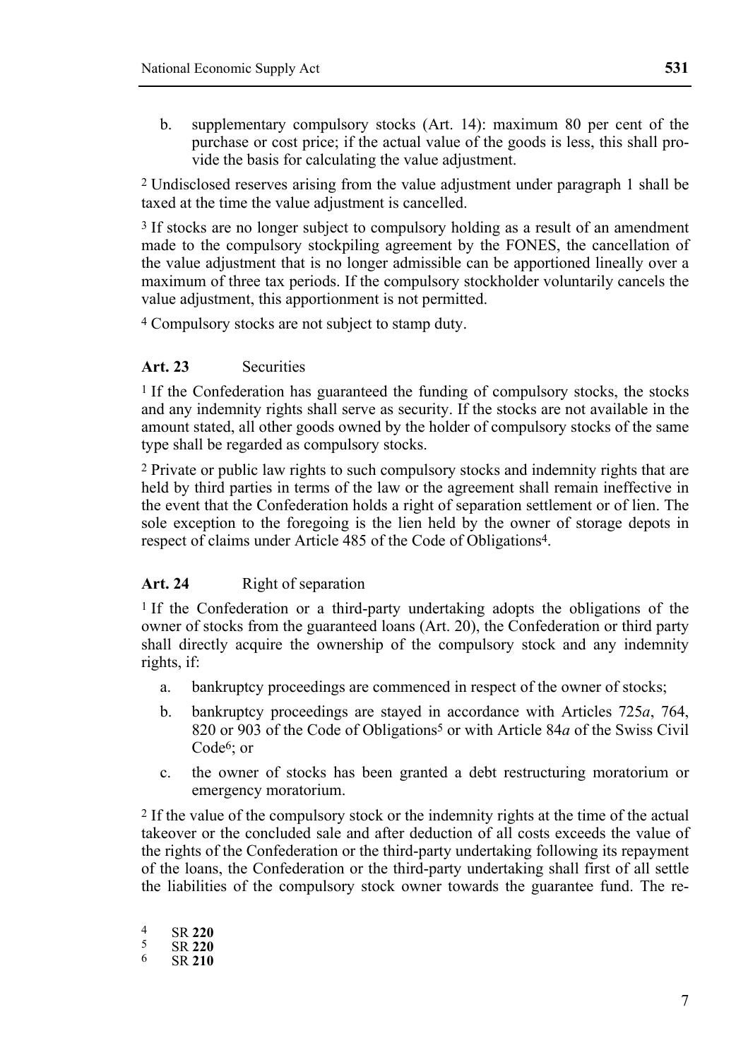b. supplementary compulsory stocks (Art. 14): maximum 80 per cent of the purchase or cost price; if the actual value of the goods is less, this shall provide the basis for calculating the value adjustment.

[2] Undisclosed reserves arising from the value adjustment under paragraph 1 shall be taxed at the time the value adjustment is cancelled.

[3] If stocks are no longer subject to compulsory holding as a result of an amendment made to the compulsory stockpiling agreement by the FONES, the cancellation of the value adjustment that is no longer admissible can be apportioned lineally over a maximum of three tax periods. If the compulsory stockholder voluntarily cancels the value adjustment, this apportionment is not permitted.

[4] Compulsory stocks are not subject to stamp duty.

### Art. 23 Securities

[1] If the Confederation has guaranteed the funding of compulsory stocks, the stocks and any indemnity rights shall serve as security. If the stocks are not available in the amount stated, all other goods owned by the holder of compulsory stocks of the same type shall be regarded as compulsory stocks.

[2] Private or public law rights to such compulsory stocks and indemnity rights that are held by third parties in terms of the law or the agreement shall remain ineffective in the event that the Confederation holds a right of separation settlement or of lien. The sole exception to the foregoing is the lien held by the owner of storage depots in respect of claims under Article 485 of the Code of Obligations[4].

### Art. 24 Right of separation

[1] If the Confederation or a third-party undertaking adopts the obligations of the owner of stocks from the guaranteed loans (Art. 20), the Confederation or third party shall directly acquire the ownership of the compulsory stock and any indemnity rights, if:

a. bankruptcy proceedings are commenced in respect of the owner of stocks;

b. bankruptcy proceedings are stayed in accordance with Articles 725*a*, 764, 820 or 903 of the Code of Obligations[5] or with Article 84*a* of the Swiss Civil Code[6]; or

c. the owner of stocks has been granted a debt restructuring moratorium or emergency moratorium.

[2] If the value of the compulsory stock or the indemnity rights at the time of the actual takeover or the concluded sale and after deduction of all costs exceeds the value of the rights of the Confederation or the third-party undertaking following its repayment of the loans, the Confederation or the third-party undertaking shall first of all settle the liabilities of the compulsory stock owner towards the guarantee fund. The re-

[4] SR **220**
[5] SR **220**
[6] SR **210**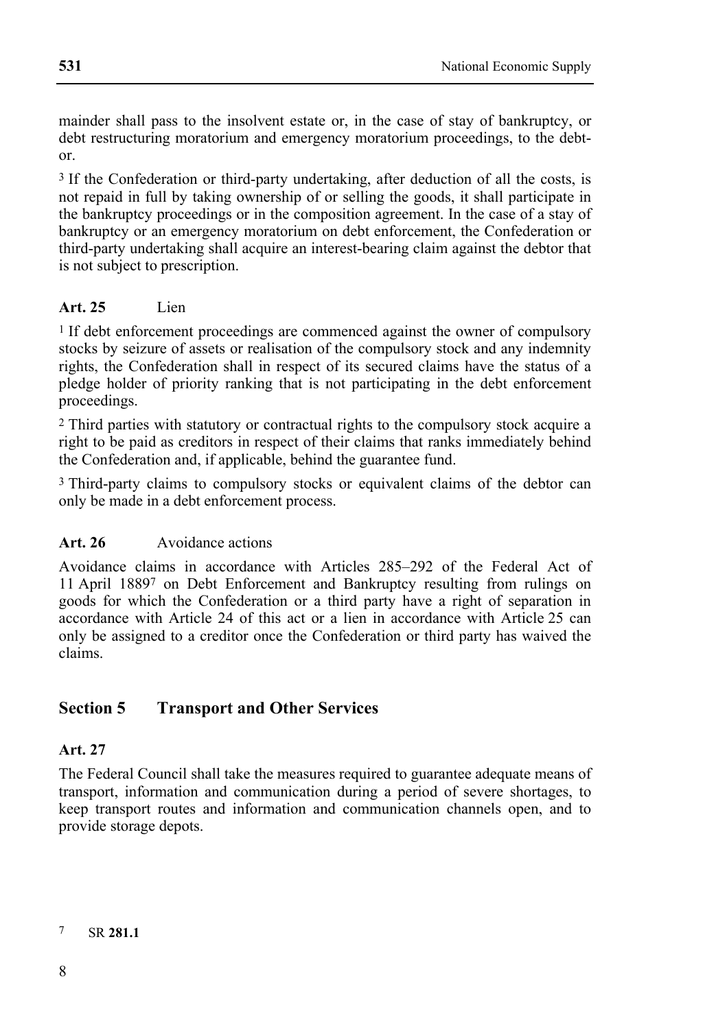mainder shall pass to the insolvent estate or, in the case of stay of bankruptcy, or debt restructuring moratorium and emergency moratorium proceedings, to the debtor.

[3] If the Confederation or third-party undertaking, after deduction of all the costs, is not repaid in full by taking ownership of or selling the goods, it shall participate in the bankruptcy proceedings or in the composition agreement. In the case of a stay of bankruptcy or an emergency moratorium on debt enforcement, the Confederation or third-party undertaking shall acquire an interest-bearing claim against the debtor that is not subject to prescription.

### Art. 25 Lien

[1] If debt enforcement proceedings are commenced against the owner of compulsory stocks by seizure of assets or realisation of the compulsory stock and any indemnity rights, the Confederation shall in respect of its secured claims have the status of a pledge holder of priority ranking that is not participating in the debt enforcement proceedings.

[2] Third parties with statutory or contractual rights to the compulsory stock acquire a right to be paid as creditors in respect of their claims that ranks immediately behind the Confederation and, if applicable, behind the guarantee fund.

[3] Third-party claims to compulsory stocks or equivalent claims of the debtor can only be made in a debt enforcement process.

### Art. 26 Avoidance actions

Avoidance claims in accordance with Articles 285–292 of the Federal Act of 11 April 1889[7] on Debt Enforcement and Bankruptcy resulting from rulings on goods for which the Confederation or a third party have a right of separation in accordance with Article 24 of this act or a lien in accordance with Article 25 can only be assigned to a creditor once the Confederation or third party has waived the claims.

## Section 5 Transport and Other Services

### Art. 27

The Federal Council shall take the measures required to guarantee adequate means of transport, information and communication during a period of severe shortages, to keep transport routes and information and communication channels open, and to provide storage depots.

[7] SR **281.1**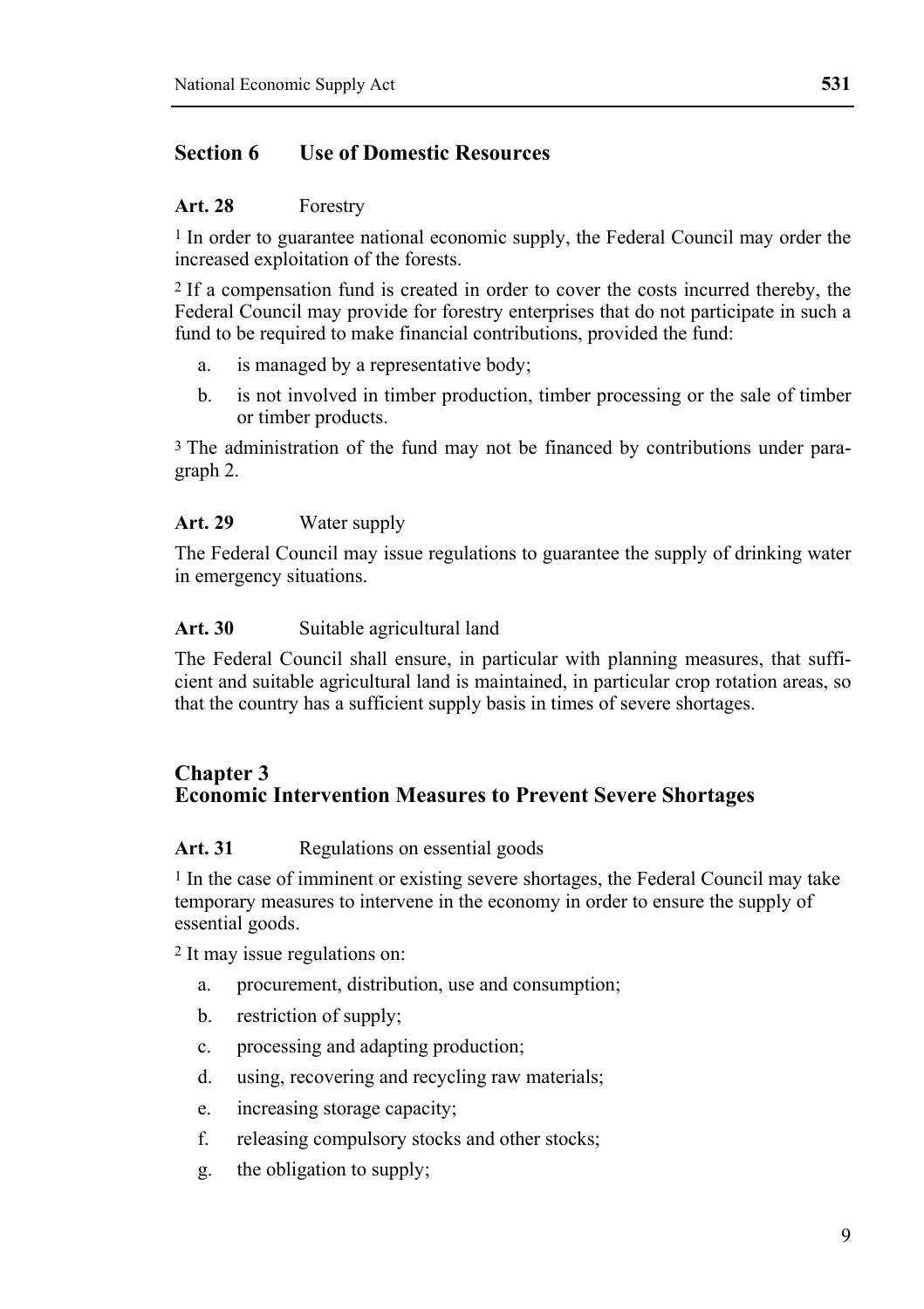## Section 6 Use of Domestic Resources

**Art. 28** Forestry

[1] In order to guarantee national economic supply, the Federal Council may order the increased exploitation of the forests.

[2] If a compensation fund is created in order to cover the costs incurred thereby, the Federal Council may provide for forestry enterprises that do not participate in such a fund to be required to make financial contributions, provided the fund:

a. is managed by a representative body;

b. is not involved in timber production, timber processing or the sale of timber or timber products.

[3] The administration of the fund may not be financed by contributions under paragraph 2.

**Art. 29** Water supply

The Federal Council may issue regulations to guarantee the supply of drinking water in emergency situations.

**Art. 30** Suitable agricultural land

The Federal Council shall ensure, in particular with planning measures, that sufficient and suitable agricultural land is maintained, in particular crop rotation areas, so that the country has a sufficient supply basis in times of severe shortages.

# Chapter 3 Economic Intervention Measures to Prevent Severe Shortages

**Art. 31** Regulations on essential goods

[1] In the case of imminent or existing severe shortages, the Federal Council may take temporary measures to intervene in the economy in order to ensure the supply of essential goods.

[2] It may issue regulations on:

a. procurement, distribution, use and consumption;

b. restriction of supply;

c. processing and adapting production;

d. using, recovering and recycling raw materials;

e. increasing storage capacity;

f. releasing compulsory stocks and other stocks;

g. the obligation to supply;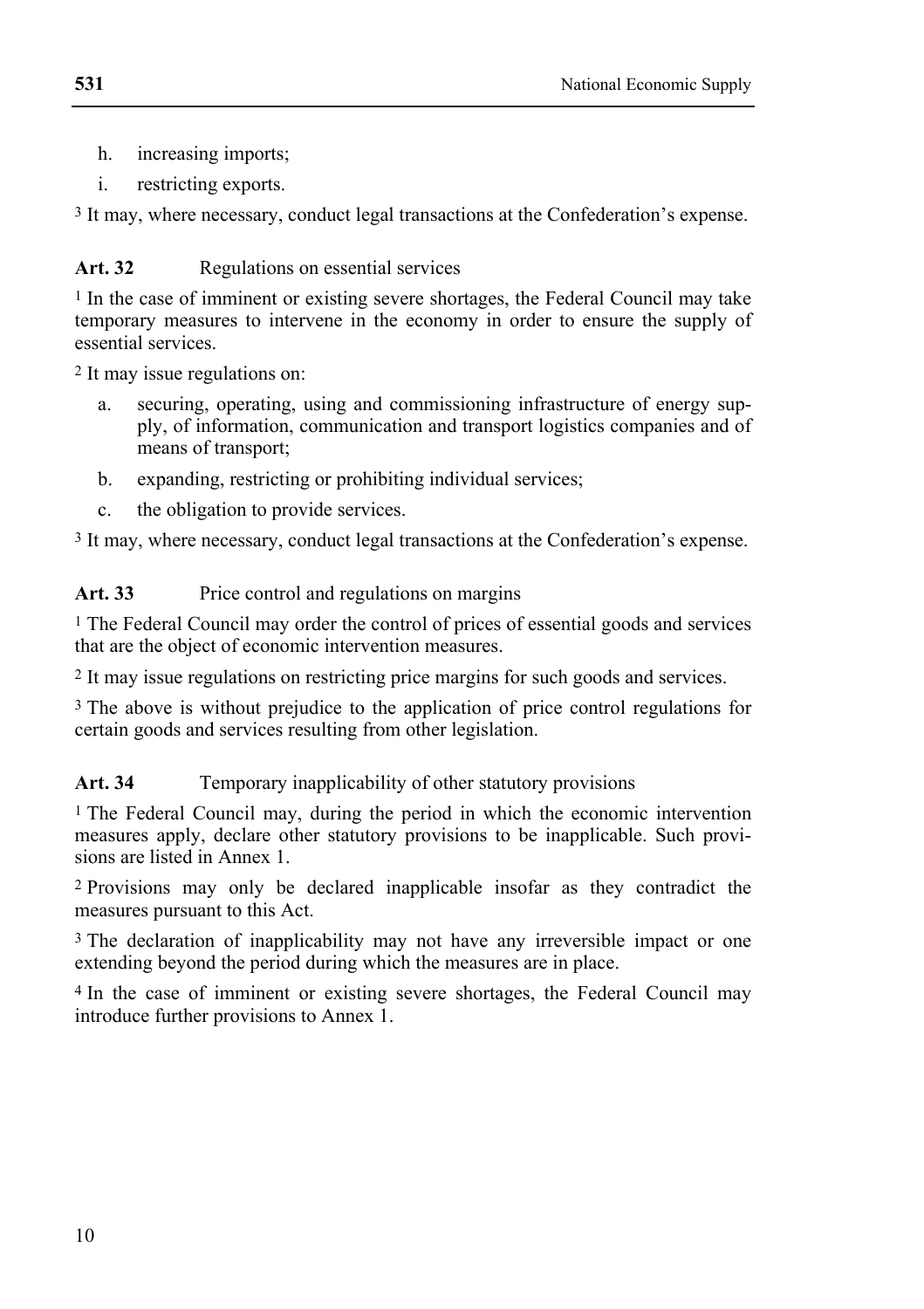h. increasing imports;
i. restricting exports.

[3] It may, where necessary, conduct legal transactions at the Confederation's expense.

**Art. 32** Regulations on essential services

[1] In the case of imminent or existing severe shortages, the Federal Council may take temporary measures to intervene in the economy in order to ensure the supply of essential services.

[2] It may issue regulations on:

a. securing, operating, using and commissioning infrastructure of energy supply, of information, communication and transport logistics companies and of means of transport;
b. expanding, restricting or prohibiting individual services;
c. the obligation to provide services.

[3] It may, where necessary, conduct legal transactions at the Confederation's expense.

**Art. 33** Price control and regulations on margins

[1] The Federal Council may order the control of prices of essential goods and services that are the object of economic intervention measures.

[2] It may issue regulations on restricting price margins for such goods and services.

[3] The above is without prejudice to the application of price control regulations for certain goods and services resulting from other legislation.

**Art. 34** Temporary inapplicability of other statutory provisions

[1] The Federal Council may, during the period in which the economic intervention measures apply, declare other statutory provisions to be inapplicable. Such provisions are listed in Annex 1.

[2] Provisions may only be declared inapplicable insofar as they contradict the measures pursuant to this Act.

[3] The declaration of inapplicability may not have any irreversible impact or one extending beyond the period during which the measures are in place.

[4] In the case of imminent or existing severe shortages, the Federal Council may introduce further provisions to Annex 1.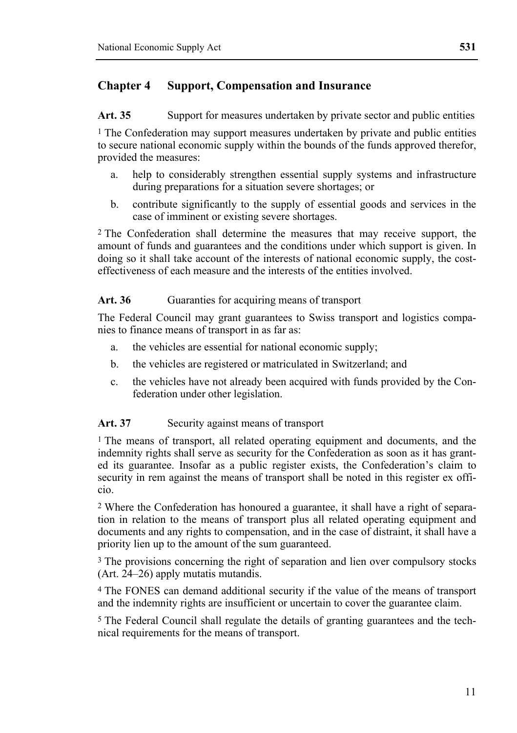## Chapter 4 Support, Compensation and Insurance

**Art. 35** Support for measures undertaken by private sector and public entities

[1] The Confederation may support measures undertaken by private and public entities to secure national economic supply within the bounds of the funds approved therefor, provided the measures:

a. help to considerably strengthen essential supply systems and infrastructure during preparations for a situation severe shortages; or
b. contribute significantly to the supply of essential goods and services in the case of imminent or existing severe shortages.

[2] The Confederation shall determine the measures that may receive support, the amount of funds and guarantees and the conditions under which support is given. In doing so it shall take account of the interests of national economic supply, the cost-effectiveness of each measure and the interests of the entities involved.

**Art. 36** Guaranties for acquiring means of transport

The Federal Council may grant guarantees to Swiss transport and logistics companies to finance means of transport in as far as:

a. the vehicles are essential for national economic supply;
b. the vehicles are registered or matriculated in Switzerland; and
c. the vehicles have not already been acquired with funds provided by the Confederation under other legislation.

**Art. 37** Security against means of transport

[1] The means of transport, all related operating equipment and documents, and the indemnity rights shall serve as security for the Confederation as soon as it has granted its guarantee. Insofar as a public register exists, the Confederation's claim to security in rem against the means of transport shall be noted in this register ex officio.

[2] Where the Confederation has honoured a guarantee, it shall have a right of separation in relation to the means of transport plus all related operating equipment and documents and any rights to compensation, and in the case of distraint, it shall have a priority lien up to the amount of the sum guaranteed.

[3] The provisions concerning the right of separation and lien over compulsory stocks (Art. 24–26) apply mutatis mutandis.

[4] The FONES can demand additional security if the value of the means of transport and the indemnity rights are insufficient or uncertain to cover the guarantee claim.

[5] The Federal Council shall regulate the details of granting guarantees and the technical requirements for the means of transport.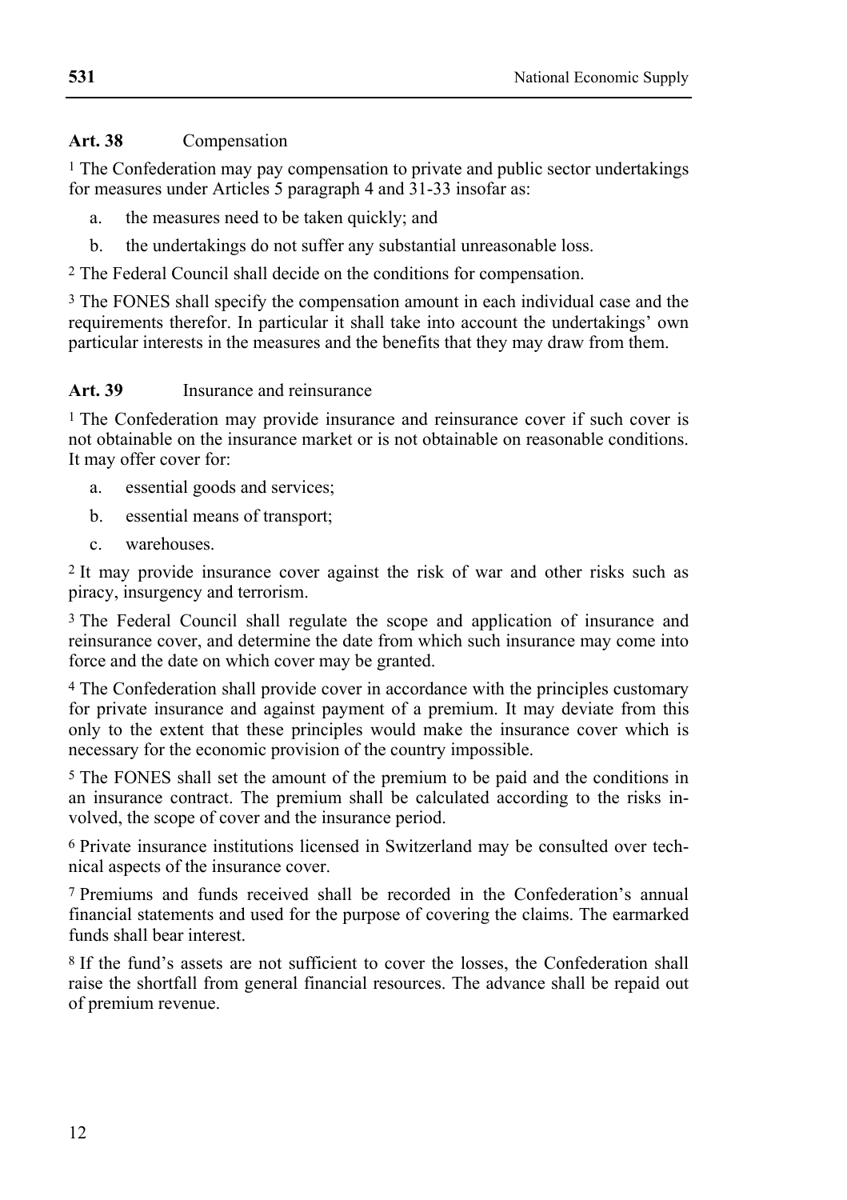**Art. 38** Compensation

[1] The Confederation may pay compensation to private and public sector undertakings for measures under Articles 5 paragraph 4 and 31-33 insofar as:

a. the measures need to be taken quickly; and

b. the undertakings do not suffer any substantial unreasonable loss.

[2] The Federal Council shall decide on the conditions for compensation.

[3] The FONES shall specify the compensation amount in each individual case and the requirements therefor. In particular it shall take into account the undertakings' own particular interests in the measures and the benefits that they may draw from them.

**Art. 39** Insurance and reinsurance

[1] The Confederation may provide insurance and reinsurance cover if such cover is not obtainable on the insurance market or is not obtainable on reasonable conditions. It may offer cover for:

a. essential goods and services;

b. essential means of transport;

c. warehouses.

[2] It may provide insurance cover against the risk of war and other risks such as piracy, insurgency and terrorism.

[3] The Federal Council shall regulate the scope and application of insurance and reinsurance cover, and determine the date from which such insurance may come into force and the date on which cover may be granted.

[4] The Confederation shall provide cover in accordance with the principles customary for private insurance and against payment of a premium. It may deviate from this only to the extent that these principles would make the insurance cover which is necessary for the economic provision of the country impossible.

[5] The FONES shall set the amount of the premium to be paid and the conditions in an insurance contract. The premium shall be calculated according to the risks involved, the scope of cover and the insurance period.

[6] Private insurance institutions licensed in Switzerland may be consulted over technical aspects of the insurance cover.

[7] Premiums and funds received shall be recorded in the Confederation's annual financial statements and used for the purpose of covering the claims. The earmarked funds shall bear interest.

[8] If the fund's assets are not sufficient to cover the losses, the Confederation shall raise the shortfall from general financial resources. The advance shall be repaid out of premium revenue.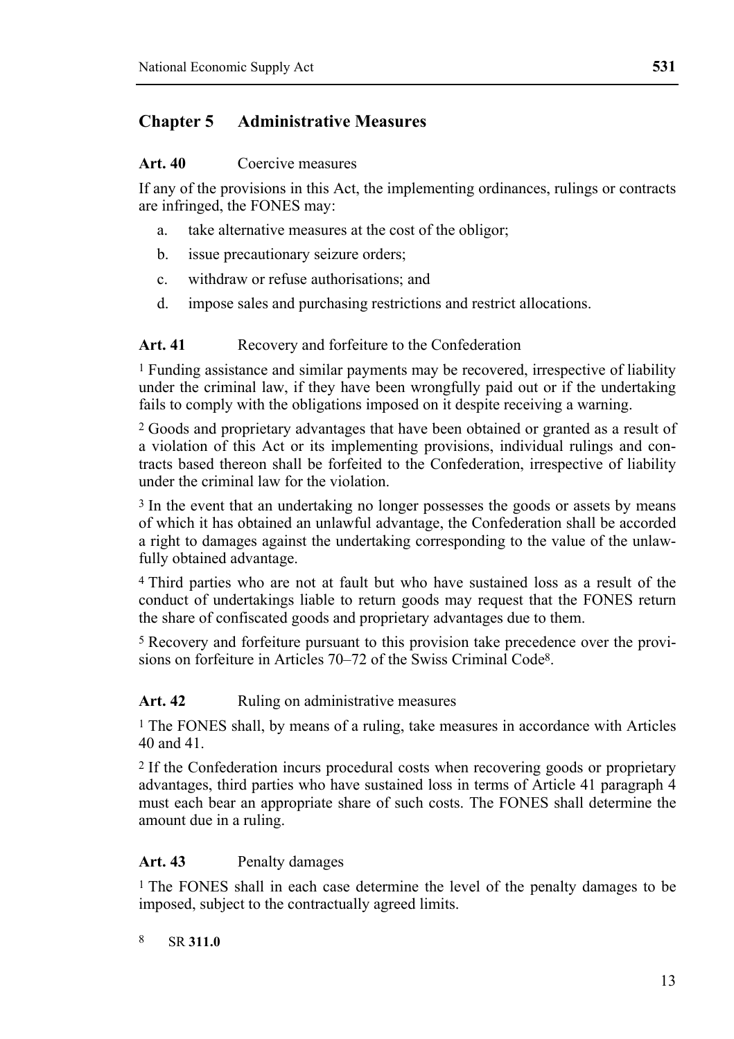## Chapter 5 Administrative Measures

**Art. 40** Coercive measures

If any of the provisions in this Act, the implementing ordinances, rulings or contracts are infringed, the FONES may:

a. take alternative measures at the cost of the obligor;

b. issue precautionary seizure orders;

c. withdraw or refuse authorisations; and

d. impose sales and purchasing restrictions and restrict allocations.

**Art. 41** Recovery and forfeiture to the Confederation

[1] Funding assistance and similar payments may be recovered, irrespective of liability under the criminal law, if they have been wrongfully paid out or if the undertaking fails to comply with the obligations imposed on it despite receiving a warning.

[2] Goods and proprietary advantages that have been obtained or granted as a result of a violation of this Act or its implementing provisions, individual rulings and contracts based thereon shall be forfeited to the Confederation, irrespective of liability under the criminal law for the violation.

[3] In the event that an undertaking no longer possesses the goods or assets by means of which it has obtained an unlawful advantage, the Confederation shall be accorded a right to damages against the undertaking corresponding to the value of the unlawfully obtained advantage.

[4] Third parties who are not at fault but who have sustained loss as a result of the conduct of undertakings liable to return goods may request that the FONES return the share of confiscated goods and proprietary advantages due to them.

[5] Recovery and forfeiture pursuant to this provision take precedence over the provisions on forfeiture in Articles 70–72 of the Swiss Criminal Code[8].

**Art. 42** Ruling on administrative measures

[1] The FONES shall, by means of a ruling, take measures in accordance with Articles 40 and 41.

[2] If the Confederation incurs procedural costs when recovering goods or proprietary advantages, third parties who have sustained loss in terms of Article 41 paragraph 4 must each bear an appropriate share of such costs. The FONES shall determine the amount due in a ruling.

**Art. 43** Penalty damages

[1] The FONES shall in each case determine the level of the penalty damages to be imposed, subject to the contractually agreed limits.

[8] SR **311.0**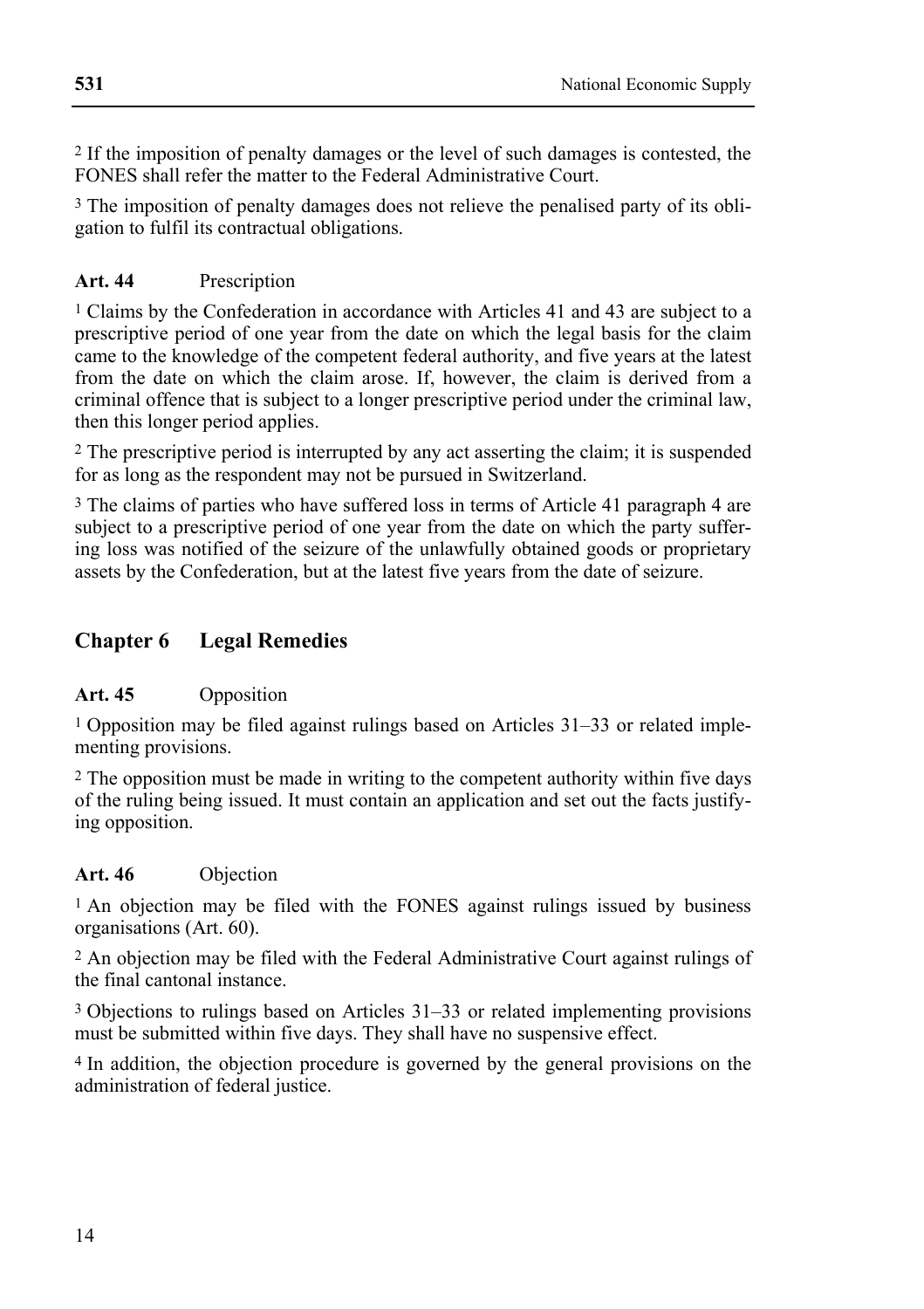[2] If the imposition of penalty damages or the level of such damages is contested, the FONES shall refer the matter to the Federal Administrative Court.

[3] The imposition of penalty damages does not relieve the penalised party of its obligation to fulfil its contractual obligations.

### Art. 44 Prescription

[1] Claims by the Confederation in accordance with Articles 41 and 43 are subject to a prescriptive period of one year from the date on which the legal basis for the claim came to the knowledge of the competent federal authority, and five years at the latest from the date on which the claim arose. If, however, the claim is derived from a criminal offence that is subject to a longer prescriptive period under the criminal law, then this longer period applies.

[2] The prescriptive period is interrupted by any act asserting the claim; it is suspended for as long as the respondent may not be pursued in Switzerland.

[3] The claims of parties who have suffered loss in terms of Article 41 paragraph 4 are subject to a prescriptive period of one year from the date on which the party suffering loss was notified of the seizure of the unlawfully obtained goods or proprietary assets by the Confederation, but at the latest five years from the date of seizure.

## Chapter 6 Legal Remedies

### Art. 45 Opposition

[1] Opposition may be filed against rulings based on Articles 31–33 or related implementing provisions.

[2] The opposition must be made in writing to the competent authority within five days of the ruling being issued. It must contain an application and set out the facts justifying opposition.

### Art. 46 Objection

[1] An objection may be filed with the FONES against rulings issued by business organisations (Art. 60).

[2] An objection may be filed with the Federal Administrative Court against rulings of the final cantonal instance.

[3] Objections to rulings based on Articles 31–33 or related implementing provisions must be submitted within five days. They shall have no suspensive effect.

[4] In addition, the objection procedure is governed by the general provisions on the administration of federal justice.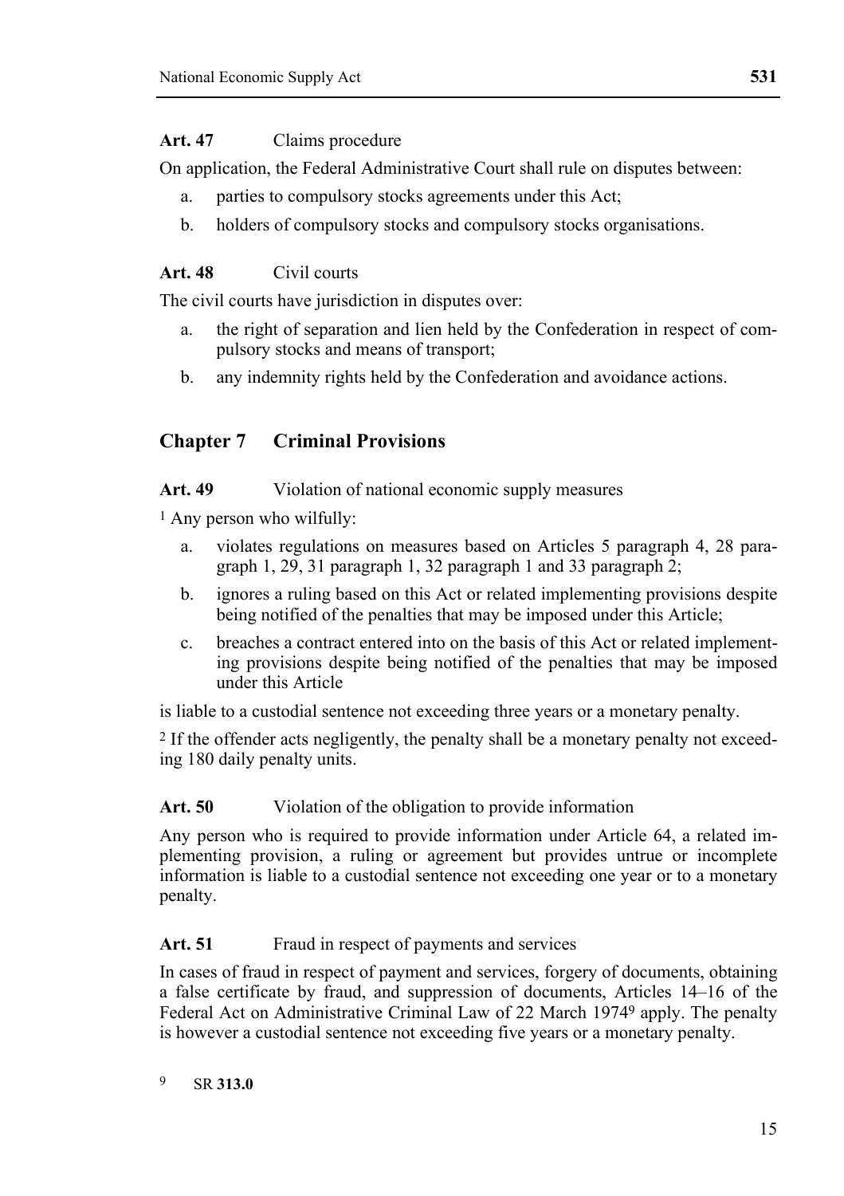**Art. 47** Claims procedure

On application, the Federal Administrative Court shall rule on disputes between:

a. parties to compulsory stocks agreements under this Act;

b. holders of compulsory stocks and compulsory stocks organisations.

**Art. 48** Civil courts

The civil courts have jurisdiction in disputes over:

a. the right of separation and lien held by the Confederation in respect of compulsory stocks and means of transport;

b. any indemnity rights held by the Confederation and avoidance actions.

## Chapter 7 Criminal Provisions

**Art. 49** Violation of national economic supply measures

[1] Any person who wilfully:

a. violates regulations on measures based on Articles 5 paragraph 4, 28 paragraph 1, 29, 31 paragraph 1, 32 paragraph 1 and 33 paragraph 2;

b. ignores a ruling based on this Act or related implementing provisions despite being notified of the penalties that may be imposed under this Article;

c. breaches a contract entered into on the basis of this Act or related implementing provisions despite being notified of the penalties that may be imposed under this Article

is liable to a custodial sentence not exceeding three years or a monetary penalty.

[2] If the offender acts negligently, the penalty shall be a monetary penalty not exceeding 180 daily penalty units.

**Art. 50** Violation of the obligation to provide information

Any person who is required to provide information under Article 64, a related implementing provision, a ruling or agreement but provides untrue or incomplete information is liable to a custodial sentence not exceeding one year or to a monetary penalty.

**Art. 51** Fraud in respect of payments and services

In cases of fraud in respect of payment and services, forgery of documents, obtaining a false certificate by fraud, and suppression of documents, Articles 14–16 of the Federal Act on Administrative Criminal Law of 22 March 1974[9] apply. The penalty is however a custodial sentence not exceeding five years or a monetary penalty.

[9] SR **313.0**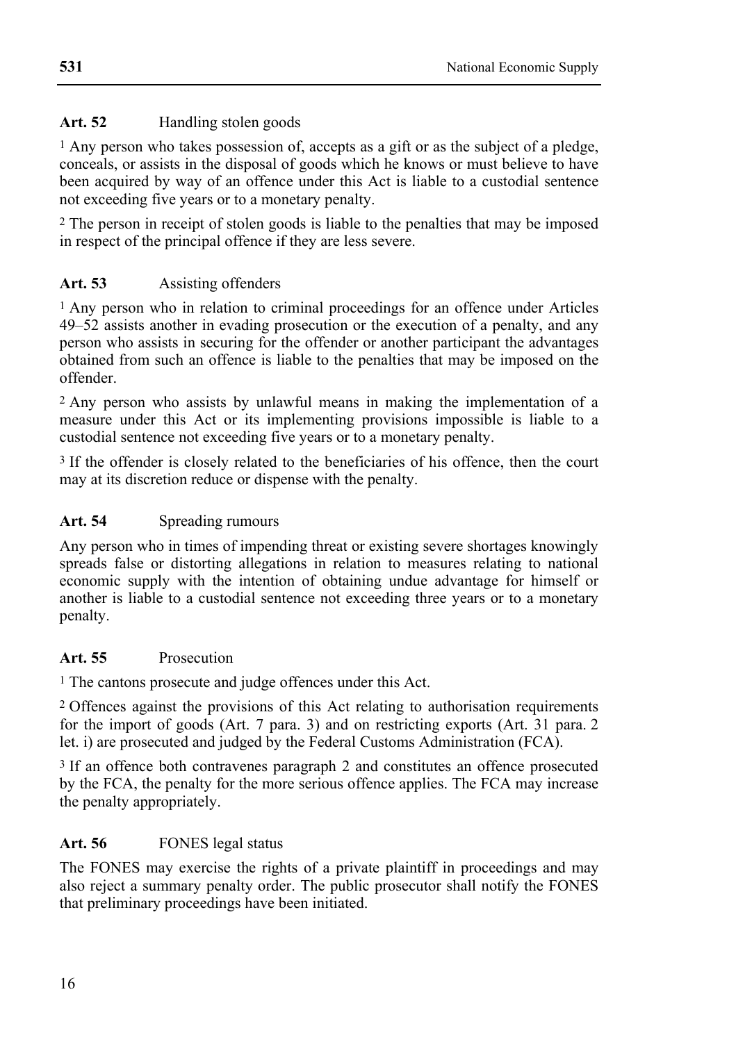**Art. 52** Handling stolen goods

[1] Any person who takes possession of, accepts as a gift or as the subject of a pledge, conceals, or assists in the disposal of goods which he knows or must believe to have been acquired by way of an offence under this Act is liable to a custodial sentence not exceeding five years or to a monetary penalty.

[2] The person in receipt of stolen goods is liable to the penalties that may be imposed in respect of the principal offence if they are less severe.

**Art. 53** Assisting offenders

[1] Any person who in relation to criminal proceedings for an offence under Articles 49–52 assists another in evading prosecution or the execution of a penalty, and any person who assists in securing for the offender or another participant the advantages obtained from such an offence is liable to the penalties that may be imposed on the offender.

[2] Any person who assists by unlawful means in making the implementation of a measure under this Act or its implementing provisions impossible is liable to a custodial sentence not exceeding five years or to a monetary penalty.

[3] If the offender is closely related to the beneficiaries of his offence, then the court may at its discretion reduce or dispense with the penalty.

**Art. 54** Spreading rumours

Any person who in times of impending threat or existing severe shortages knowingly spreads false or distorting allegations in relation to measures relating to national economic supply with the intention of obtaining undue advantage for himself or another is liable to a custodial sentence not exceeding three years or to a monetary penalty.

**Art. 55** Prosecution

[1] The cantons prosecute and judge offences under this Act.

[2] Offences against the provisions of this Act relating to authorisation requirements for the import of goods (Art. 7 para. 3) and on restricting exports (Art. 31 para. 2 let. i) are prosecuted and judged by the Federal Customs Administration (FCA).

[3] If an offence both contravenes paragraph 2 and constitutes an offence prosecuted by the FCA, the penalty for the more serious offence applies. The FCA may increase the penalty appropriately.

**Art. 56** FONES legal status

The FONES may exercise the rights of a private plaintiff in proceedings and may also reject a summary penalty order. The public prosecutor shall notify the FONES that preliminary proceedings have been initiated.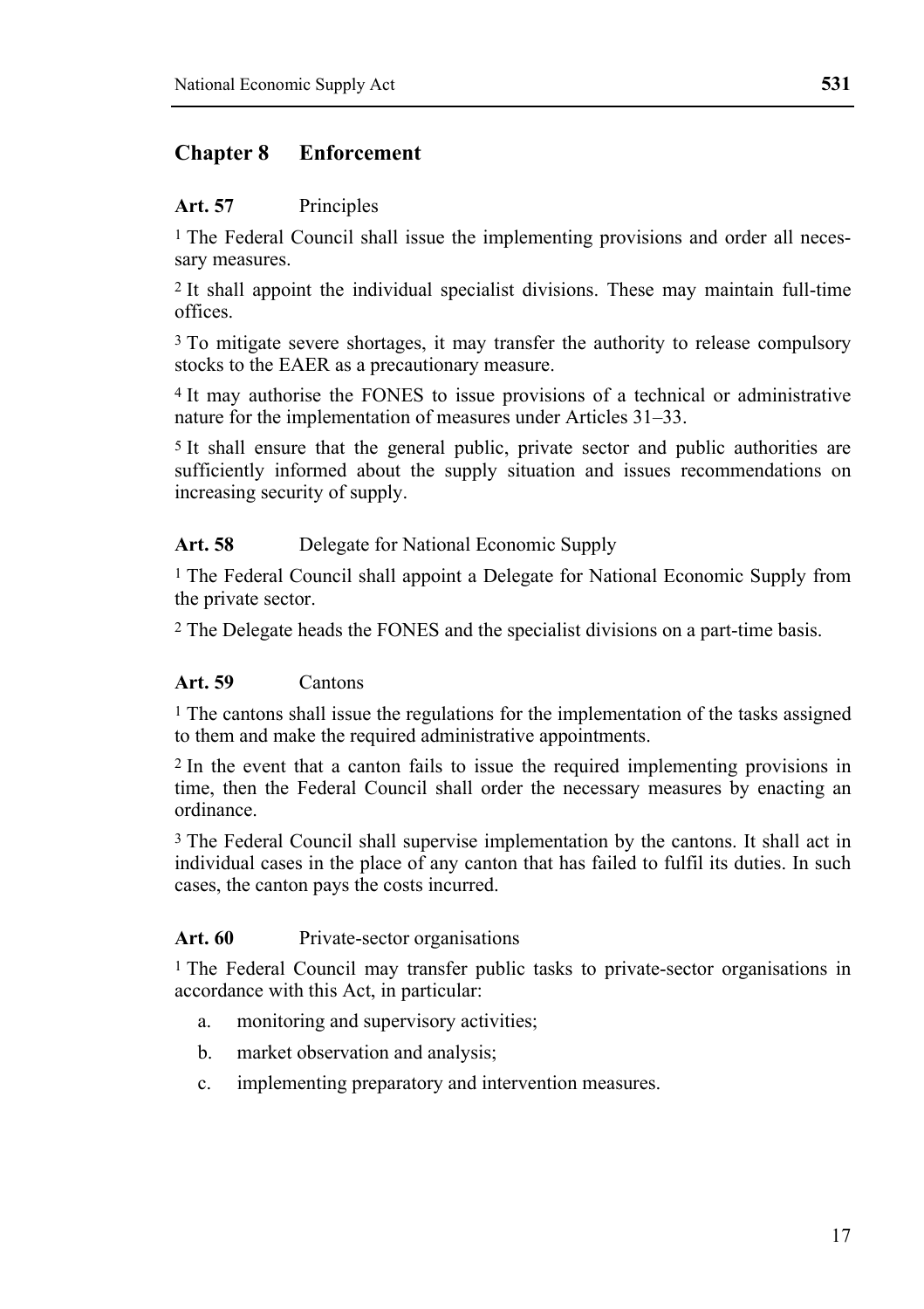## Chapter 8 Enforcement

**Art. 57** Principles

[1] The Federal Council shall issue the implementing provisions and order all necessary measures.

[2] It shall appoint the individual specialist divisions. These may maintain full-time offices.

[3] To mitigate severe shortages, it may transfer the authority to release compulsory stocks to the EAER as a precautionary measure.

[4] It may authorise the FONES to issue provisions of a technical or administrative nature for the implementation of measures under Articles 31–33.

[5] It shall ensure that the general public, private sector and public authorities are sufficiently informed about the supply situation and issues recommendations on increasing security of supply.

**Art. 58** Delegate for National Economic Supply

[1] The Federal Council shall appoint a Delegate for National Economic Supply from the private sector.

[2] The Delegate heads the FONES and the specialist divisions on a part-time basis.

**Art. 59** Cantons

[1] The cantons shall issue the regulations for the implementation of the tasks assigned to them and make the required administrative appointments.

[2] In the event that a canton fails to issue the required implementing provisions in time, then the Federal Council shall order the necessary measures by enacting an ordinance.

[3] The Federal Council shall supervise implementation by the cantons. It shall act in individual cases in the place of any canton that has failed to fulfil its duties. In such cases, the canton pays the costs incurred.

**Art. 60** Private-sector organisations

[1] The Federal Council may transfer public tasks to private-sector organisations in accordance with this Act, in particular:

a. monitoring and supervisory activities;

b. market observation and analysis;

c. implementing preparatory and intervention measures.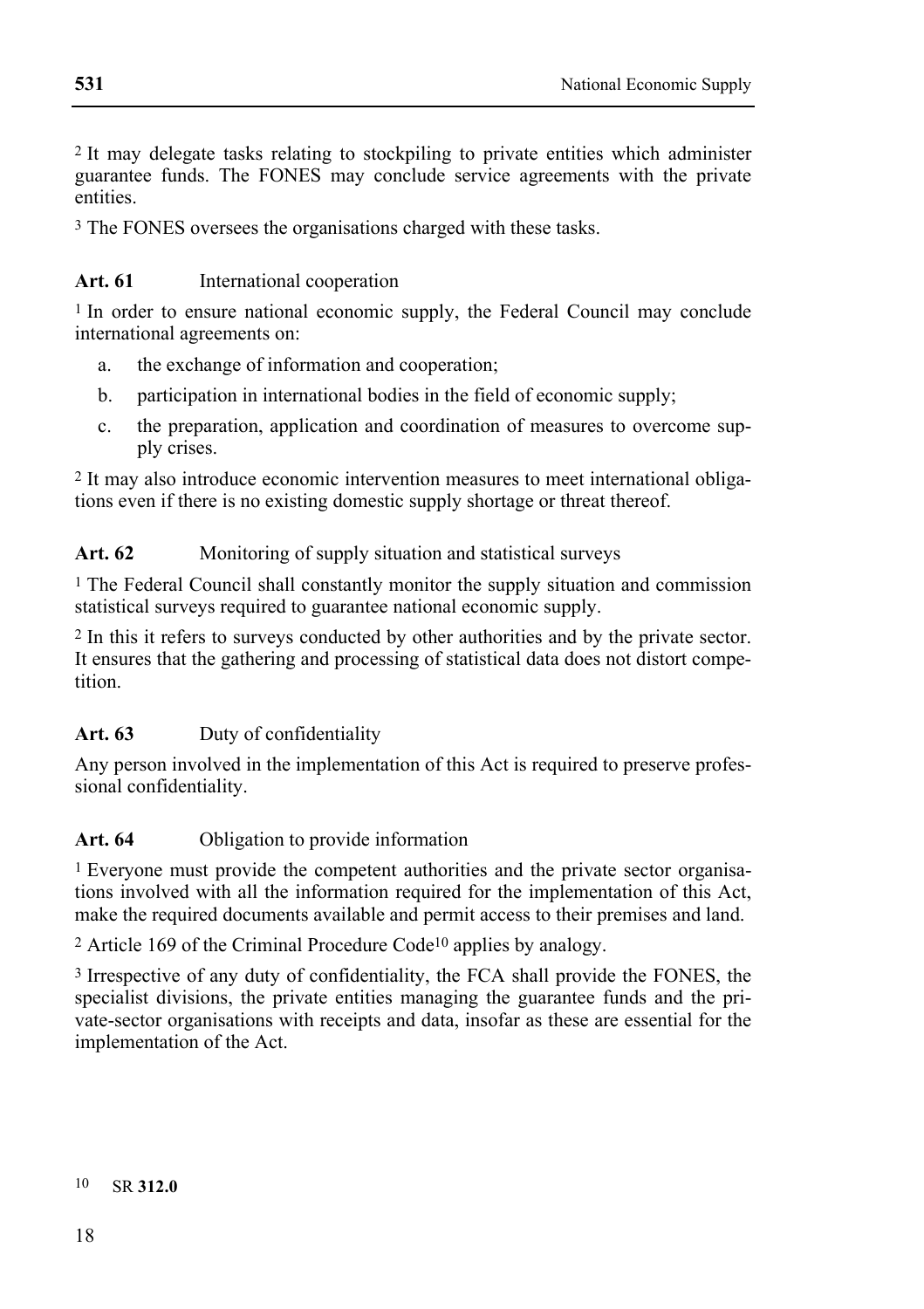[2] It may delegate tasks relating to stockpiling to private entities which administer guarantee funds. The FONES may conclude service agreements with the private entities.

[3] The FONES oversees the organisations charged with these tasks.

**Art. 61** International cooperation

[1] In order to ensure national economic supply, the Federal Council may conclude international agreements on:

a. the exchange of information and cooperation;
b. participation in international bodies in the field of economic supply;
c. the preparation, application and coordination of measures to overcome supply crises.

[2] It may also introduce economic intervention measures to meet international obligations even if there is no existing domestic supply shortage or threat thereof.

**Art. 62** Monitoring of supply situation and statistical surveys

[1] The Federal Council shall constantly monitor the supply situation and commission statistical surveys required to guarantee national economic supply.

[2] In this it refers to surveys conducted by other authorities and by the private sector. It ensures that the gathering and processing of statistical data does not distort competition.

**Art. 63** Duty of confidentiality

Any person involved in the implementation of this Act is required to preserve professional confidentiality.

**Art. 64** Obligation to provide information

[1] Everyone must provide the competent authorities and the private sector organisations involved with all the information required for the implementation of this Act, make the required documents available and permit access to their premises and land.

[2] Article 169 of the Criminal Procedure Code[10] applies by analogy.

[3] Irrespective of any duty of confidentiality, the FCA shall provide the FONES, the specialist divisions, the private entities managing the guarantee funds and the private-sector organisations with receipts and data, insofar as these are essential for the implementation of the Act.

---

[10] SR **312.0**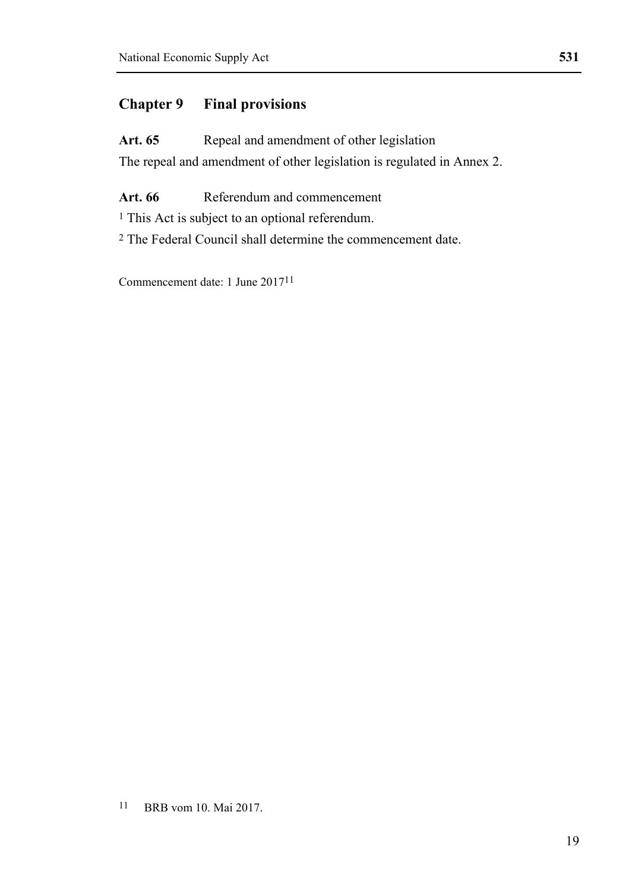## Chapter 9 Final provisions

**Art. 65** Repeal and amendment of other legislation

The repeal and amendment of other legislation is regulated in Annex 2.

**Art. 66** Referendum and commencement

[1] This Act is subject to an optional referendum.

[2] The Federal Council shall determine the commencement date.

Commencement date: 1 June 2017[11]

---

[11] BRB vom 10. Mai 2017.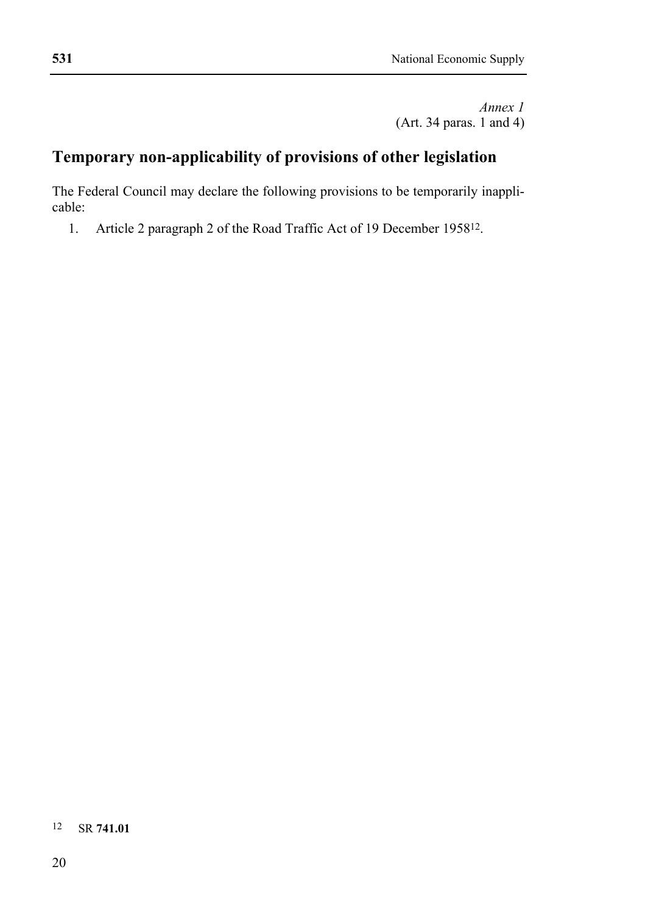*Annex 1*
(Art. 34 paras. 1 and 4)

## Temporary non-applicability of provisions of other legislation

The Federal Council may declare the following provisions to be temporarily inapplicable:

1. Article 2 paragraph 2 of the Road Traffic Act of 19 December 1958[12].

[12] SR **741.01**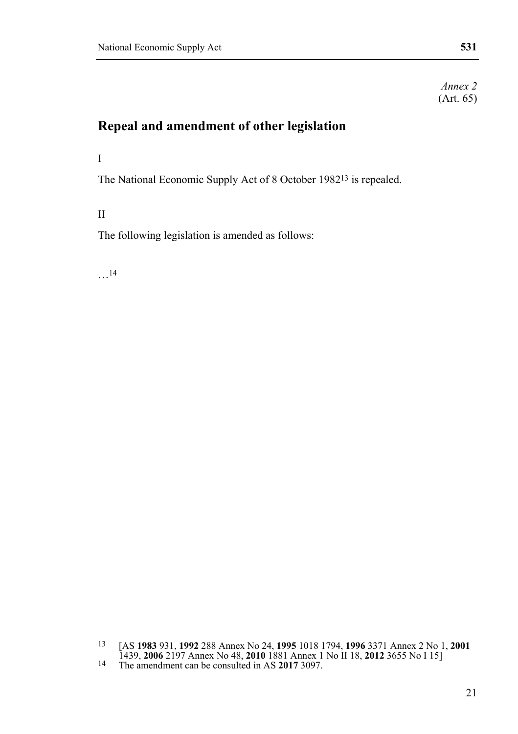*Annex 2*
(Art. 65)

## Repeal and amendment of other legislation

I

The National Economic Supply Act of 8 October 1982[13] is repealed.

II

The following legislation is amended as follows:

…[14]

---

13 [AS **1983** 931, **1992** 288 Annex No 24, **1995** 1018 1794, **1996** 3371 Annex 2 No 1, **2001** 1439, **2006** 2197 Annex No 48, **2010** 1881 Annex 1 No II 18, **2012** 3655 No I 15]

14 The amendment can be consulted in AS **2017** 3097.